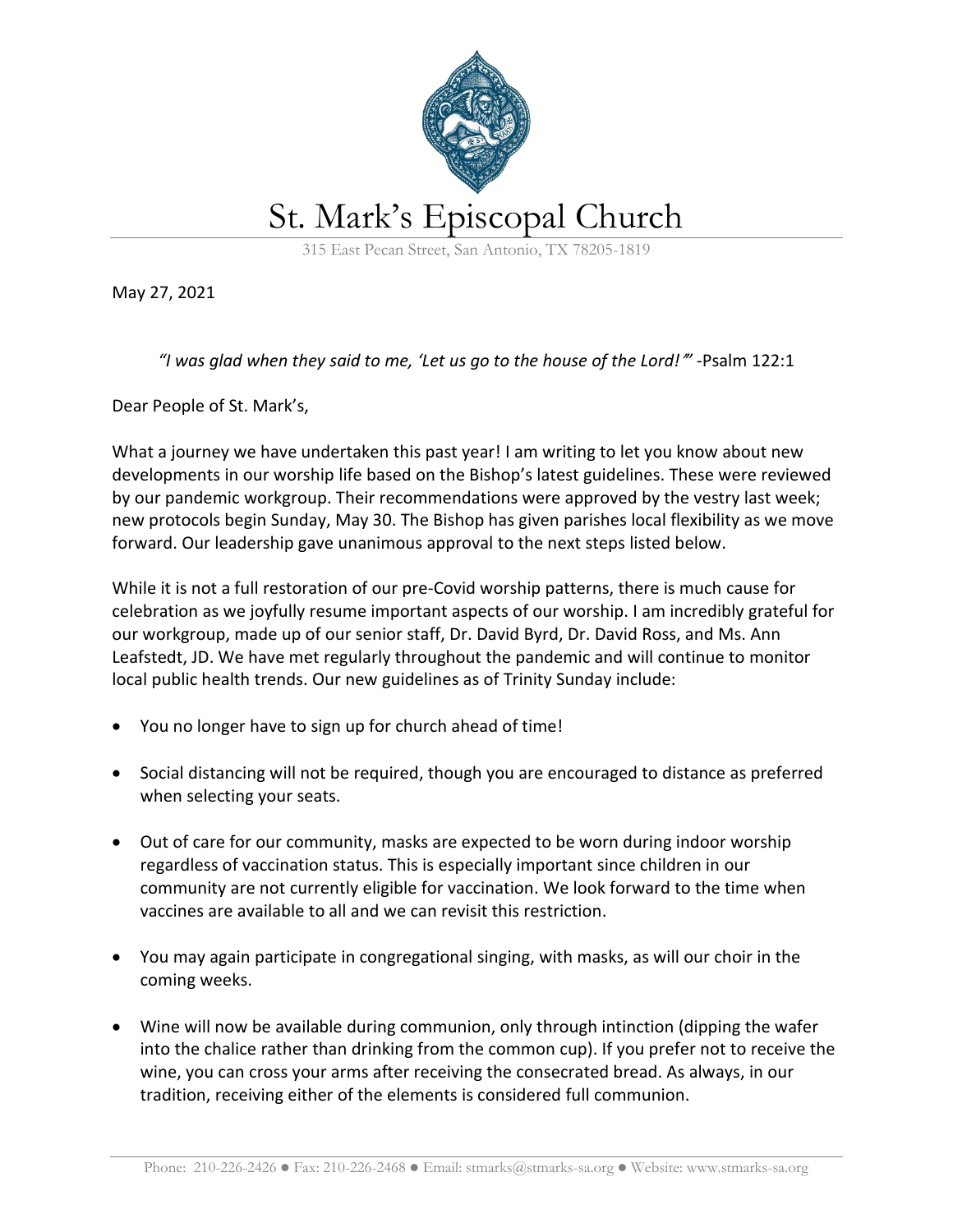# St. Mark's Episcopal Church

315 East Pecan Street, San Antonio, TX 78205-1819

May 27, 2021

*"I was glad when they said to me, 'Let us go to the house of the Lord!'"* -Psalm 122:1

Dear People of St. Mark's,

What a journey we have undertaken this past year! I am writing to let you know about new developments in our worship life based on the Bishop's latest guidelines. These were reviewed by our pandemic workgroup. Their recommendations were approved by the vestry last week; new protocols begin Sunday, May 30. The Bishop has given parishes local flexibility as we move forward. Our leadership gave unanimous approval to the next steps listed below.

While it is not a full restoration of our pre-Covid worship patterns, there is much cause for celebration as we joyfully resume important aspects of our worship. I am incredibly grateful for our workgroup, made up of our senior staff, Dr. David Byrd, Dr. David Ross, and Ms. Ann Leafstedt, JD. We have met regularly throughout the pandemic and will continue to monitor local public health trends. Our new guidelines as of Trinity Sunday include:

- You no longer have to sign up for church ahead of time!
- Social distancing will not be required, though you are encouraged to distance as preferred when selecting your seats.
- Out of care for our community, masks are expected to be worn during indoor worship regardless of vaccination status. This is especially important since children in our community are not currently eligible for vaccination. We look forward to the time when vaccines are available to all and we can revisit this restriction.
- You may again participate in congregational singing, with masks, as will our choir in the coming weeks.
- Wine will now be available during communion, only through intinction (dipping the wafer into the chalice rather than drinking from the common cup). If you prefer not to receive the wine, you can cross your arms after receiving the consecrated bread. As always, in our tradition, receiving either of the elements is considered full communion.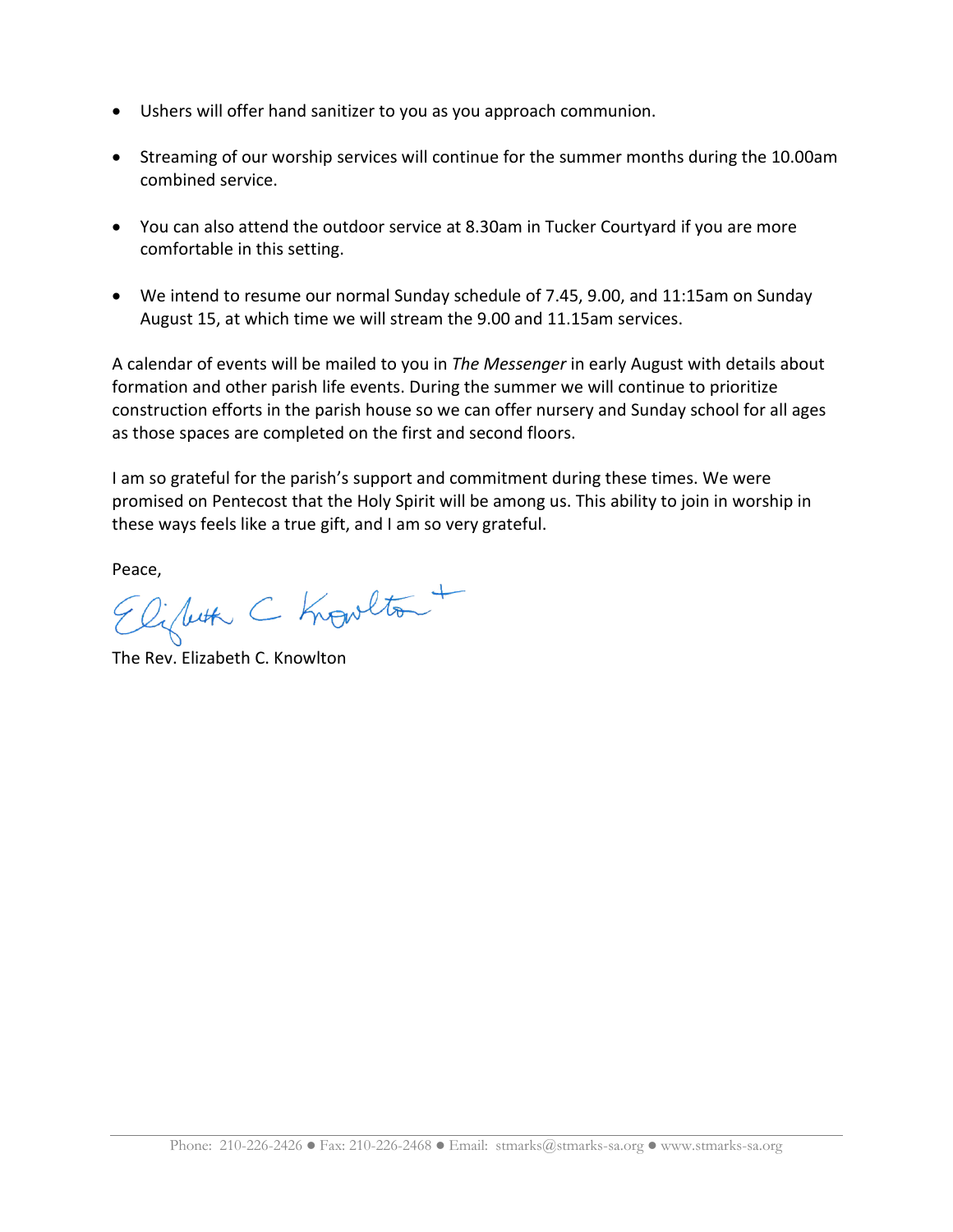- Ushers will offer hand sanitizer to you as you approach communion.
- Streaming of our worship services will continue for the summer months during the 10.00am combined service.
- You can also attend the outdoor service at 8.30am in Tucker Courtyard if you are more comfortable in this setting.
- We intend to resume our normal Sunday schedule of 7.45, 9.00, and 11:15am on Sunday August 15, at which time we will stream the 9.00 and 11.15am services.

A calendar of events will be mailed to you in *The Messenger* in early August with details about formation and other parish life events. During the summer we will continue to prioritize construction efforts in the parish house so we can offer nursery and Sunday school for all ages as those spaces are completed on the first and second floors.

I am so grateful for the parish's support and commitment during these times. We were promised on Pentecost that the Holy Spirit will be among us. This ability to join in worship in these ways feels like a true gift, and I am so very grateful.

Peace,

Elizabeth C Knowlton +

The Rev. Elizabeth C. Knowlton

Phone: 210-226-2426 ● Fax: 210-226-2468 ● Email: stmarks@stmarks-sa.org ● www.stmarks-sa.org